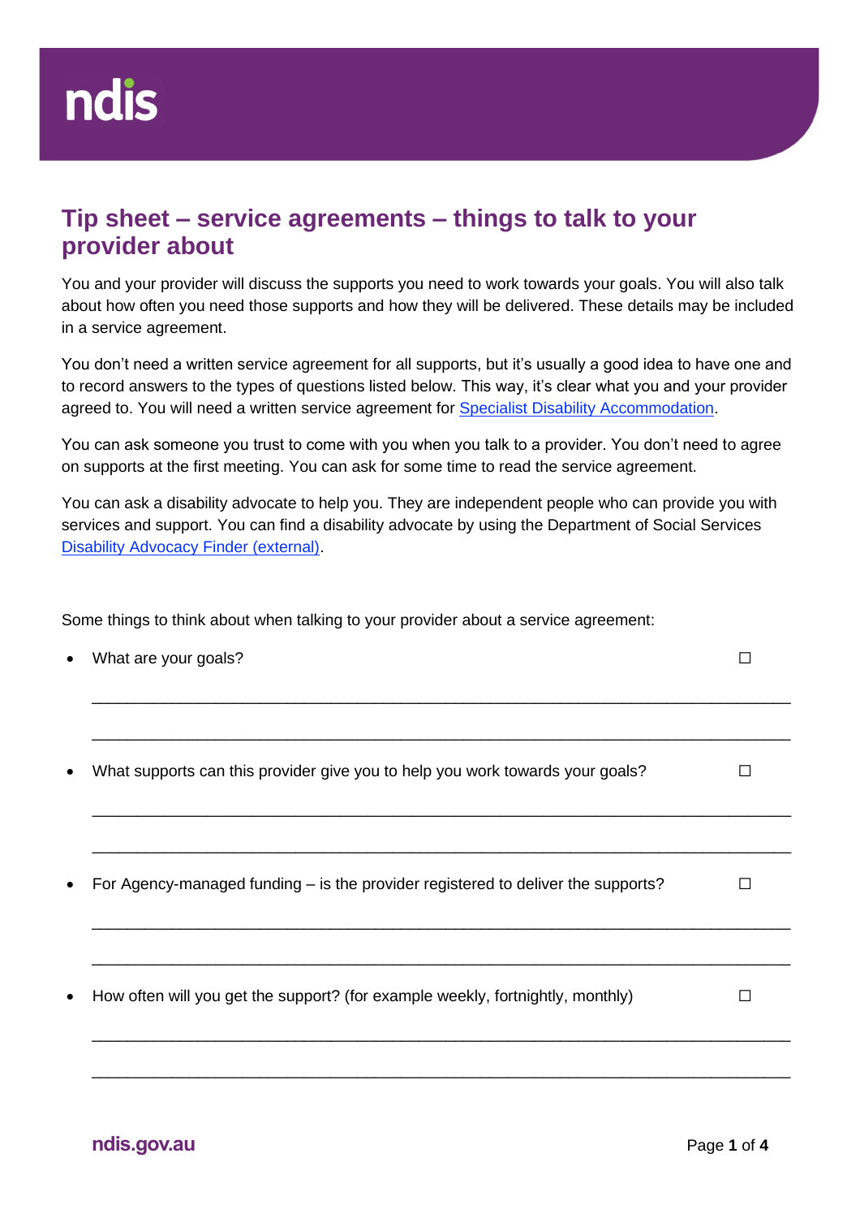# Tip sheet – service agreements – things to talk to your provider about

You and your provider will discuss the supports you need to work towards your goals. You will also talk about how often you need those supports and how they will be delivered. These details may be included in a service agreement.

You don't need a written service agreement for all supports, but it's usually a good idea to have one and to record answers to the types of questions listed below. This way, it's clear what you and your provider agreed to. You will need a written service agreement for [Specialist Disability Accommodation](#).

You can ask someone you trust to come with you when you talk to a provider. You don't need to agree on supports at the first meeting. You can ask for some time to read the service agreement.

You can ask a disability advocate to help you. They are independent people who can provide you with services and support. You can find a disability advocate by using the Department of Social Services [Disability Advocacy Finder (external)](#).

Some things to think about when talking to your provider about a service agreement:

- What are your goals? ☐

  ______________________________________________________________________

  ______________________________________________________________________

- What supports can this provider give you to help you work towards your goals? ☐

  ______________________________________________________________________

  ______________________________________________________________________

- For Agency-managed funding – is the provider registered to deliver the supports? ☐

  ______________________________________________________________________

  ______________________________________________________________________

- How often will you get the support? (for example weekly, fortnightly, monthly) ☐

  ______________________________________________________________________

  ______________________________________________________________________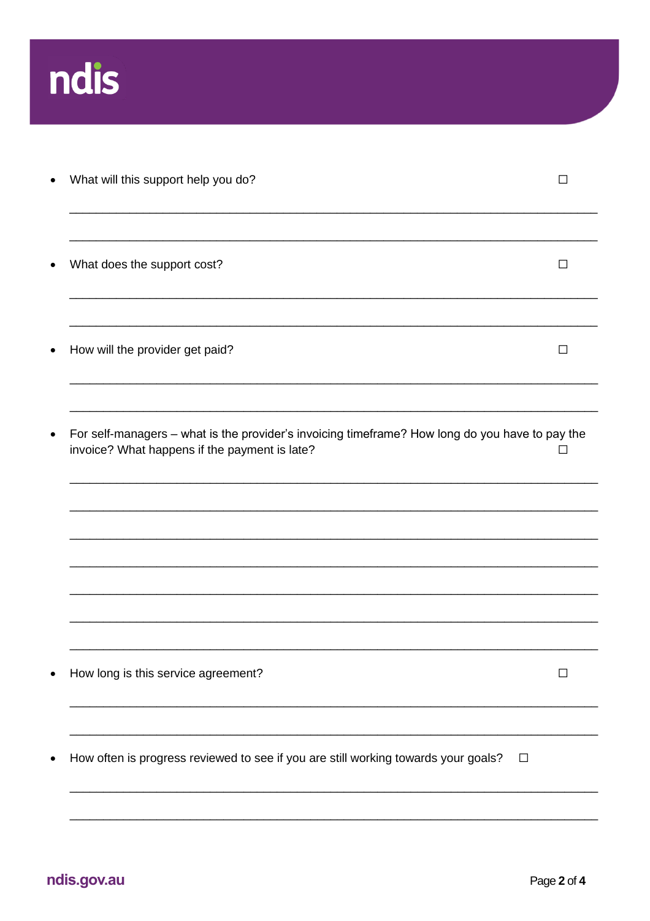- What will this support help you do? ☐

  ______________________________________________________________________________

  ______________________________________________________________________________

- What does the support cost? ☐

  ______________________________________________________________________________

  ______________________________________________________________________________

- How will the provider get paid? ☐

  ______________________________________________________________________________

  ______________________________________________________________________________

- For self-managers – what is the provider's invoicing timeframe? How long do you have to pay the invoice? What happens if the payment is late? ☐

  ______________________________________________________________________________

  ______________________________________________________________________________

  ______________________________________________________________________________

  ______________________________________________________________________________

  ______________________________________________________________________________

  ______________________________________________________________________________

  ______________________________________________________________________________

- How long is this service agreement? ☐

  ______________________________________________________________________________

  ______________________________________________________________________________

- How often is progress reviewed to see if you are still working towards your goals? ☐

  ______________________________________________________________________________

  ______________________________________________________________________________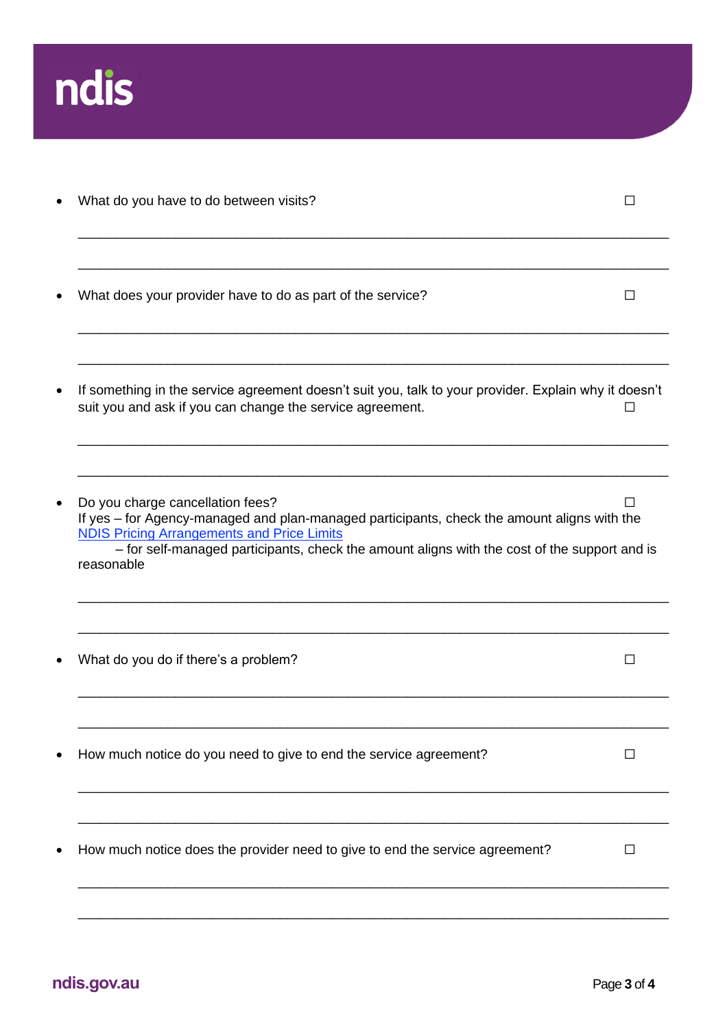- What do you have to do between visits? ☐

  ___________________________________________________________________________

  ___________________________________________________________________________

- What does your provider have to do as part of the service? ☐

  ___________________________________________________________________________

  ___________________________________________________________________________

- If something in the service agreement doesn't suit you, talk to your provider. Explain why it doesn't suit you and ask if you can change the service agreement. ☐

  ___________________________________________________________________________

  ___________________________________________________________________________

- Do you charge cancellation fees? ☐
  If yes – for Agency-managed and plan-managed participants, check the amount aligns with the [NDIS Pricing Arrangements and Price Limits](https://www.ndis.gov.au)
  – for self-managed participants, check the amount aligns with the cost of the support and is reasonable

  ___________________________________________________________________________

  ___________________________________________________________________________

- What do you do if there's a problem? ☐

  ___________________________________________________________________________

  ___________________________________________________________________________

- How much notice do you need to give to end the service agreement? ☐

  ___________________________________________________________________________

  ___________________________________________________________________________

- How much notice does the provider need to give to end the service agreement? ☐

  ___________________________________________________________________________

  ___________________________________________________________________________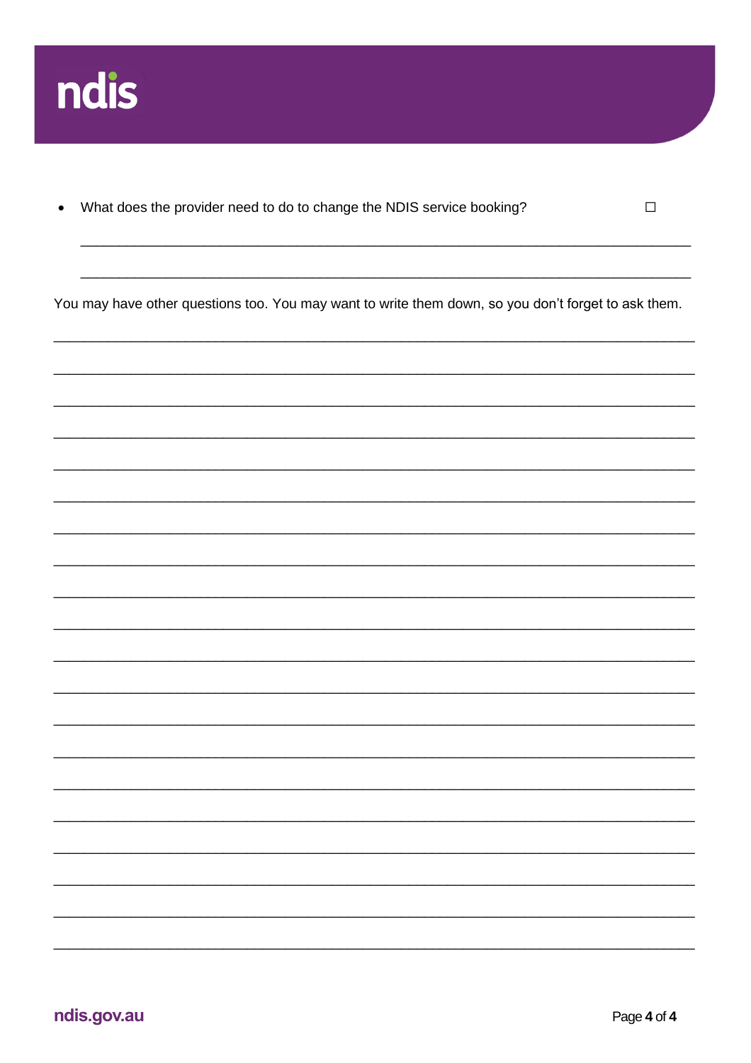- What does the provider need to do to change the NDIS service booking? ☐

  \_\_\_\_\_\_\_\_\_\_\_\_\_\_\_\_\_\_\_\_\_\_\_\_\_\_\_\_\_\_\_\_\_\_\_\_\_\_\_\_\_\_\_\_\_\_\_\_\_\_\_\_\_\_\_\_\_\_\_\_\_\_\_\_\_\_\_\_\_\_\_\_\_\_\_\_

  \_\_\_\_\_\_\_\_\_\_\_\_\_\_\_\_\_\_\_\_\_\_\_\_\_\_\_\_\_\_\_\_\_\_\_\_\_\_\_\_\_\_\_\_\_\_\_\_\_\_\_\_\_\_\_\_\_\_\_\_\_\_\_\_\_\_\_\_\_\_\_\_\_\_\_\_

You may have other questions too. You may want to write them down, so you don't forget to ask them.

\_\_\_\_\_\_\_\_\_\_\_\_\_\_\_\_\_\_\_\_\_\_\_\_\_\_\_\_\_\_\_\_\_\_\_\_\_\_\_\_\_\_\_\_\_\_\_\_\_\_\_\_\_\_\_\_\_\_\_\_\_\_\_\_\_\_\_\_\_\_\_\_\_\_\_\_\_\_

\_\_\_\_\_\_\_\_\_\_\_\_\_\_\_\_\_\_\_\_\_\_\_\_\_\_\_\_\_\_\_\_\_\_\_\_\_\_\_\_\_\_\_\_\_\_\_\_\_\_\_\_\_\_\_\_\_\_\_\_\_\_\_\_\_\_\_\_\_\_\_\_\_\_\_\_\_\_

\_\_\_\_\_\_\_\_\_\_\_\_\_\_\_\_\_\_\_\_\_\_\_\_\_\_\_\_\_\_\_\_\_\_\_\_\_\_\_\_\_\_\_\_\_\_\_\_\_\_\_\_\_\_\_\_\_\_\_\_\_\_\_\_\_\_\_\_\_\_\_\_\_\_\_\_\_\_

\_\_\_\_\_\_\_\_\_\_\_\_\_\_\_\_\_\_\_\_\_\_\_\_\_\_\_\_\_\_\_\_\_\_\_\_\_\_\_\_\_\_\_\_\_\_\_\_\_\_\_\_\_\_\_\_\_\_\_\_\_\_\_\_\_\_\_\_\_\_\_\_\_\_\_\_\_\_

\_\_\_\_\_\_\_\_\_\_\_\_\_\_\_\_\_\_\_\_\_\_\_\_\_\_\_\_\_\_\_\_\_\_\_\_\_\_\_\_\_\_\_\_\_\_\_\_\_\_\_\_\_\_\_\_\_\_\_\_\_\_\_\_\_\_\_\_\_\_\_\_\_\_\_\_\_\_

\_\_\_\_\_\_\_\_\_\_\_\_\_\_\_\_\_\_\_\_\_\_\_\_\_\_\_\_\_\_\_\_\_\_\_\_\_\_\_\_\_\_\_\_\_\_\_\_\_\_\_\_\_\_\_\_\_\_\_\_\_\_\_\_\_\_\_\_\_\_\_\_\_\_\_\_\_\_

\_\_\_\_\_\_\_\_\_\_\_\_\_\_\_\_\_\_\_\_\_\_\_\_\_\_\_\_\_\_\_\_\_\_\_\_\_\_\_\_\_\_\_\_\_\_\_\_\_\_\_\_\_\_\_\_\_\_\_\_\_\_\_\_\_\_\_\_\_\_\_\_\_\_\_\_\_\_

\_\_\_\_\_\_\_\_\_\_\_\_\_\_\_\_\_\_\_\_\_\_\_\_\_\_\_\_\_\_\_\_\_\_\_\_\_\_\_\_\_\_\_\_\_\_\_\_\_\_\_\_\_\_\_\_\_\_\_\_\_\_\_\_\_\_\_\_\_\_\_\_\_\_\_\_\_\_

\_\_\_\_\_\_\_\_\_\_\_\_\_\_\_\_\_\_\_\_\_\_\_\_\_\_\_\_\_\_\_\_\_\_\_\_\_\_\_\_\_\_\_\_\_\_\_\_\_\_\_\_\_\_\_\_\_\_\_\_\_\_\_\_\_\_\_\_\_\_\_\_\_\_\_\_\_\_

\_\_\_\_\_\_\_\_\_\_\_\_\_\_\_\_\_\_\_\_\_\_\_\_\_\_\_\_\_\_\_\_\_\_\_\_\_\_\_\_\_\_\_\_\_\_\_\_\_\_\_\_\_\_\_\_\_\_\_\_\_\_\_\_\_\_\_\_\_\_\_\_\_\_\_\_\_\_

\_\_\_\_\_\_\_\_\_\_\_\_\_\_\_\_\_\_\_\_\_\_\_\_\_\_\_\_\_\_\_\_\_\_\_\_\_\_\_\_\_\_\_\_\_\_\_\_\_\_\_\_\_\_\_\_\_\_\_\_\_\_\_\_\_\_\_\_\_\_\_\_\_\_\_\_\_\_

\_\_\_\_\_\_\_\_\_\_\_\_\_\_\_\_\_\_\_\_\_\_\_\_\_\_\_\_\_\_\_\_\_\_\_\_\_\_\_\_\_\_\_\_\_\_\_\_\_\_\_\_\_\_\_\_\_\_\_\_\_\_\_\_\_\_\_\_\_\_\_\_\_\_\_\_\_\_

\_\_\_\_\_\_\_\_\_\_\_\_\_\_\_\_\_\_\_\_\_\_\_\_\_\_\_\_\_\_\_\_\_\_\_\_\_\_\_\_\_\_\_\_\_\_\_\_\_\_\_\_\_\_\_\_\_\_\_\_\_\_\_\_\_\_\_\_\_\_\_\_\_\_\_\_\_\_

\_\_\_\_\_\_\_\_\_\_\_\_\_\_\_\_\_\_\_\_\_\_\_\_\_\_\_\_\_\_\_\_\_\_\_\_\_\_\_\_\_\_\_\_\_\_\_\_\_\_\_\_\_\_\_\_\_\_\_\_\_\_\_\_\_\_\_\_\_\_\_\_\_\_\_\_\_\_

\_\_\_\_\_\_\_\_\_\_\_\_\_\_\_\_\_\_\_\_\_\_\_\_\_\_\_\_\_\_\_\_\_\_\_\_\_\_\_\_\_\_\_\_\_\_\_\_\_\_\_\_\_\_\_\_\_\_\_\_\_\_\_\_\_\_\_\_\_\_\_\_\_\_\_\_\_\_

\_\_\_\_\_\_\_\_\_\_\_\_\_\_\_\_\_\_\_\_\_\_\_\_\_\_\_\_\_\_\_\_\_\_\_\_\_\_\_\_\_\_\_\_\_\_\_\_\_\_\_\_\_\_\_\_\_\_\_\_\_\_\_\_\_\_\_\_\_\_\_\_\_\_\_\_\_\_

\_\_\_\_\_\_\_\_\_\_\_\_\_\_\_\_\_\_\_\_\_\_\_\_\_\_\_\_\_\_\_\_\_\_\_\_\_\_\_\_\_\_\_\_\_\_\_\_\_\_\_\_\_\_\_\_\_\_\_\_\_\_\_\_\_\_\_\_\_\_\_\_\_\_\_\_\_\_

\_\_\_\_\_\_\_\_\_\_\_\_\_\_\_\_\_\_\_\_\_\_\_\_\_\_\_\_\_\_\_\_\_\_\_\_\_\_\_\_\_\_\_\_\_\_\_\_\_\_\_\_\_\_\_\_\_\_\_\_\_\_\_\_\_\_\_\_\_\_\_\_\_\_\_\_\_\_

\_\_\_\_\_\_\_\_\_\_\_\_\_\_\_\_\_\_\_\_\_\_\_\_\_\_\_\_\_\_\_\_\_\_\_\_\_\_\_\_\_\_\_\_\_\_\_\_\_\_\_\_\_\_\_\_\_\_\_\_\_\_\_\_\_\_\_\_\_\_\_\_\_\_\_\_\_\_

\_\_\_\_\_\_\_\_\_\_\_\_\_\_\_\_\_\_\_\_\_\_\_\_\_\_\_\_\_\_\_\_\_\_\_\_\_\_\_\_\_\_\_\_\_\_\_\_\_\_\_\_\_\_\_\_\_\_\_\_\_\_\_\_\_\_\_\_\_\_\_\_\_\_\_\_\_\_